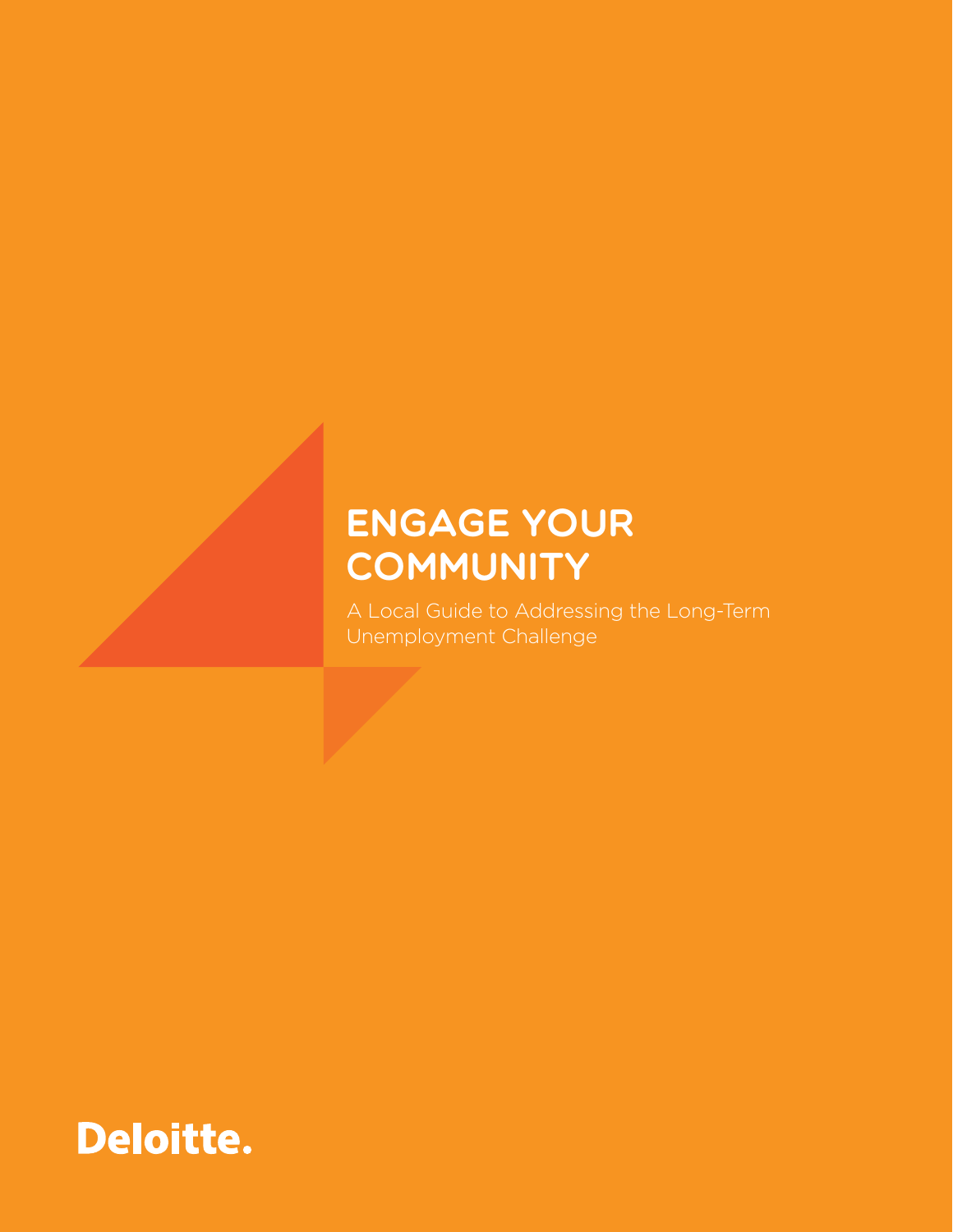# ENGAGE YOUR COMMUNITY

A Local Guide to Addressing the Long-Term Unemployment Challenge

Deloitte.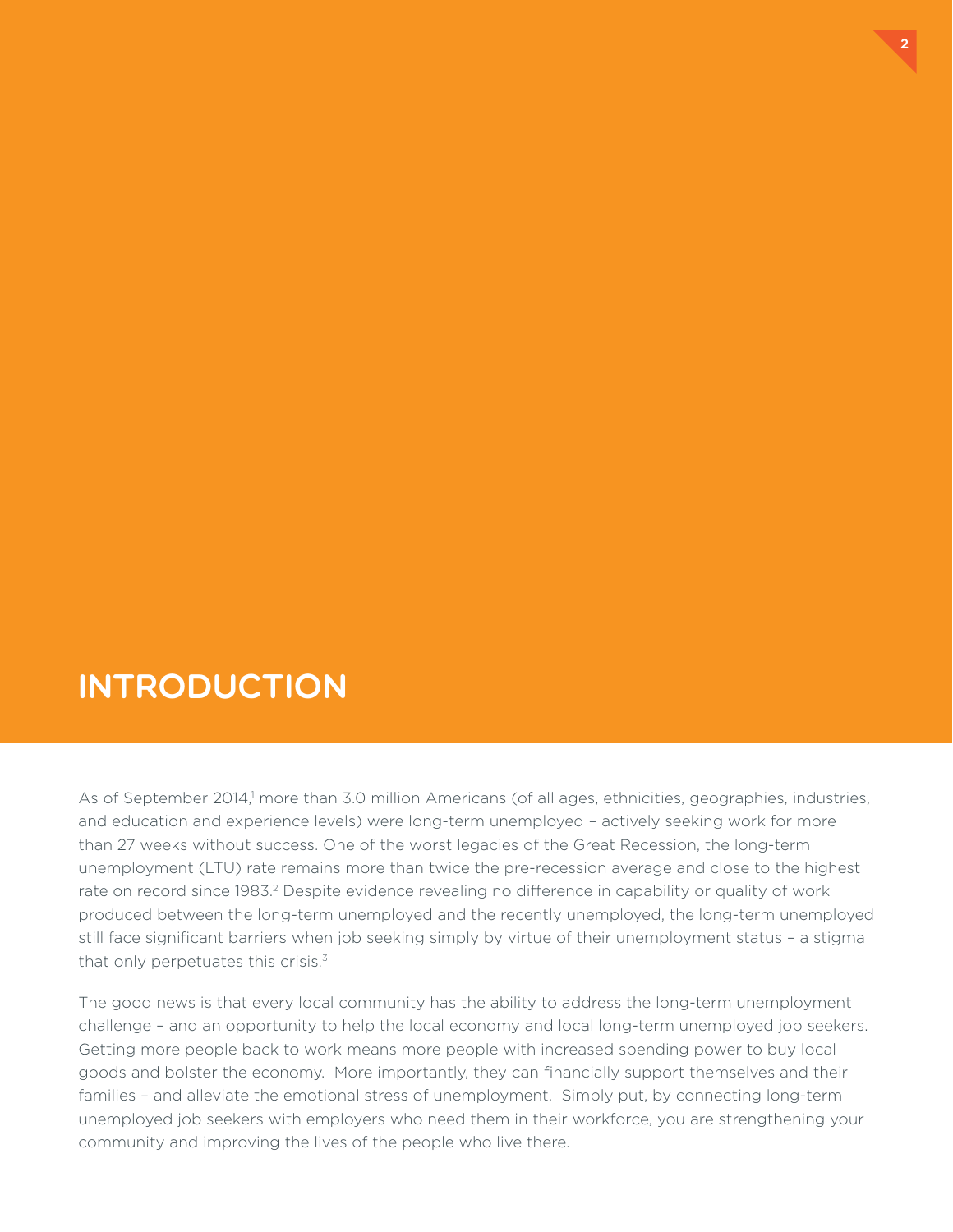# INTRODUCTION

As of September 2014,[1] more than 3.0 million Americans (of all ages, ethnicities, geographies, industries, and education and experience levels) were long-term unemployed – actively seeking work for more than 27 weeks without success. One of the worst legacies of the Great Recession, the long-term unemployment (LTU) rate remains more than twice the pre-recession average and close to the highest rate on record since 1983.[2] Despite evidence revealing no difference in capability or quality of work produced between the long-term unemployed and the recently unemployed, the long-term unemployed still face significant barriers when job seeking simply by virtue of their unemployment status – a stigma that only perpetuates this crisis.[3]

The good news is that every local community has the ability to address the long-term unemployment challenge – and an opportunity to help the local economy and local long-term unemployed job seekers. Getting more people back to work means more people with increased spending power to buy local goods and bolster the economy. More importantly, they can financially support themselves and their families – and alleviate the emotional stress of unemployment. Simply put, by connecting long-term unemployed job seekers with employers who need them in their workforce, you are strengthening your community and improving the lives of the people who live there.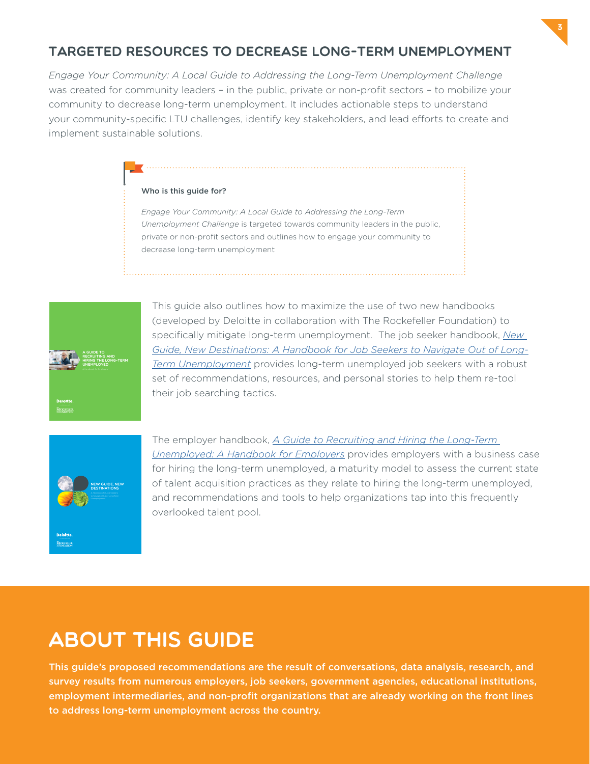## TARGETED RESOURCES TO DECREASE LONG-TERM UNEMPLOYMENT

*Engage Your Community: A Local Guide to Addressing the Long-Term Unemployment Challenge* was created for community leaders – in the public, private or non-profit sectors – to mobilize your community to decrease long-term unemployment. It includes actionable steps to understand your community-specific LTU challenges, identify key stakeholders, and lead efforts to create and implement sustainable solutions.

**Who is this guide for?**

*Engage Your Community: A Local Guide to Addressing the Long-Term Unemployment Challenge* is targeted towards community leaders in the public, private or non-profit sectors and outlines how to engage your community to decrease long-term unemployment

This guide also outlines how to maximize the use of two new handbooks (developed by Deloitte in collaboration with The Rockefeller Foundation) to specifically mitigate long-term unemployment. The job seeker handbook, *New Guide, New Destinations: A Handbook for Job Seekers to Navigate Out of Long-Term Unemployment* provides long-term unemployed job seekers with a robust set of recommendations, resources, and personal stories to help them re-tool their job searching tactics.

The employer handbook, *A Guide to Recruiting and Hiring the Long-Term Unemployed: A Handbook for Employers* provides employers with a business case for hiring the long-term unemployed, a maturity model to assess the current state of talent acquisition practices as they relate to hiring the long-term unemployed, and recommendations and tools to help organizations tap into this frequently overlooked talent pool.

# ABOUT THIS GUIDE

**This guide's proposed recommendations are the result of conversations, data analysis, research, and survey results from numerous employers, job seekers, government agencies, educational institutions, employment intermediaries, and non-profit organizations that are already working on the front lines to address long-term unemployment across the country.**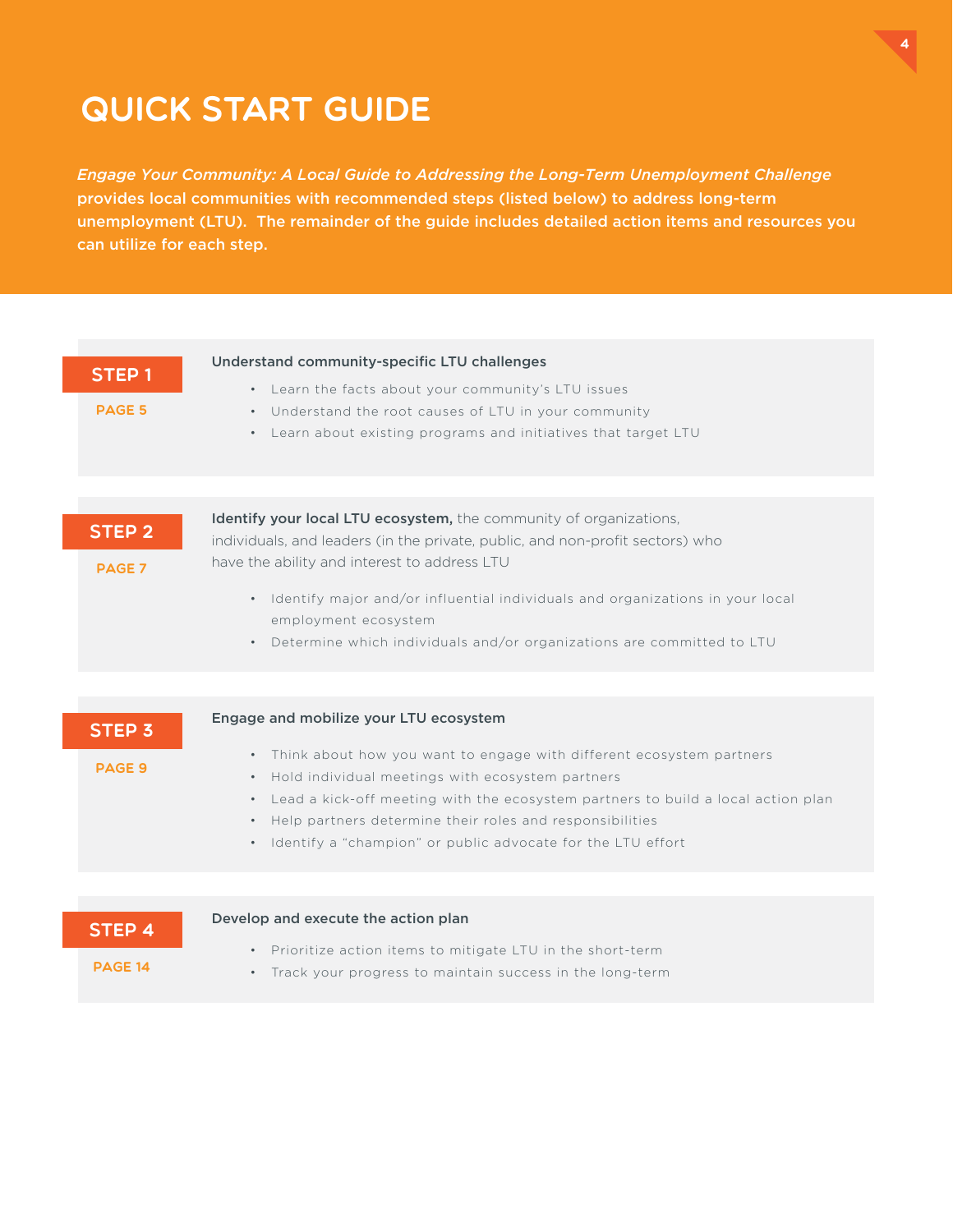# QUICK START GUIDE

*Engage Your Community: A Local Guide to Addressing the Long-Term Unemployment Challenge* **provides local communities with recommended steps (listed below) to address long-term unemployment (LTU). The remainder of the guide includes detailed action items and resources you can utilize for each step.**

## STEP 1

**PAGE 5**

**Understand community-specific LTU challenges**

- Learn the facts about your community's LTU issues
- Understand the root causes of LTU in your community
- Learn about existing programs and initiatives that target LTU

## STEP 2

**PAGE 7**

**Identify your local LTU ecosystem,** the community of organizations, individuals, and leaders (in the private, public, and non-profit sectors) who have the ability and interest to address LTU

- Identify major and/or influential individuals and organizations in your local employment ecosystem
- Determine which individuals and/or organizations are committed to LTU

## STEP 3

**PAGE 9**

**Engage and mobilize your LTU ecosystem**

- Think about how you want to engage with different ecosystem partners
- Hold individual meetings with ecosystem partners
- Lead a kick-off meeting with the ecosystem partners to build a local action plan
- Help partners determine their roles and responsibilities
- Identify a "champion" or public advocate for the LTU effort

## STEP 4

**PAGE 14**

**Develop and execute the action plan**

- Prioritize action items to mitigate LTU in the short-term
- Track your progress to maintain success in the long-term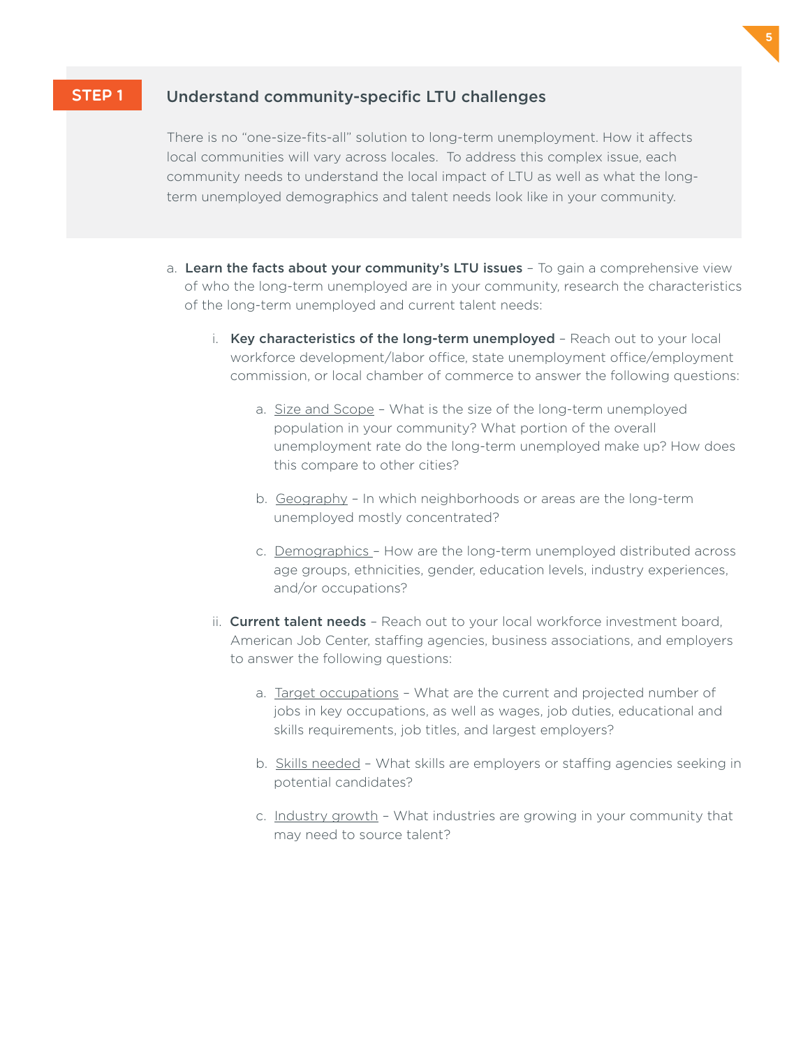## STEP 1 Understand community-specific LTU challenges

There is no "one-size-fits-all" solution to long-term unemployment. How it affects local communities will vary across locales. To address this complex issue, each community needs to understand the local impact of LTU as well as what the long-term unemployed demographics and talent needs look like in your community.

a. **Learn the facts about your community's LTU issues** – To gain a comprehensive view of who the long-term unemployed are in your community, research the characteristics of the long-term unemployed and current talent needs:

   i. **Key characteristics of the long-term unemployed** – Reach out to your local workforce development/labor office, state unemployment office/employment commission, or local chamber of commerce to answer the following questions:

      a. Size and Scope – What is the size of the long-term unemployed population in your community? What portion of the overall unemployment rate do the long-term unemployed make up? How does this compare to other cities?

      b. Geography – In which neighborhoods or areas are the long-term unemployed mostly concentrated?

      c. Demographics – How are the long-term unemployed distributed across age groups, ethnicities, gender, education levels, industry experiences, and/or occupations?

   ii. **Current talent needs** – Reach out to your local workforce investment board, American Job Center, staffing agencies, business associations, and employers to answer the following questions:

      a. Target occupations – What are the current and projected number of jobs in key occupations, as well as wages, job duties, educational and skills requirements, job titles, and largest employers?

      b. Skills needed – What skills are employers or staffing agencies seeking in potential candidates?

      c. Industry growth – What industries are growing in your community that may need to source talent?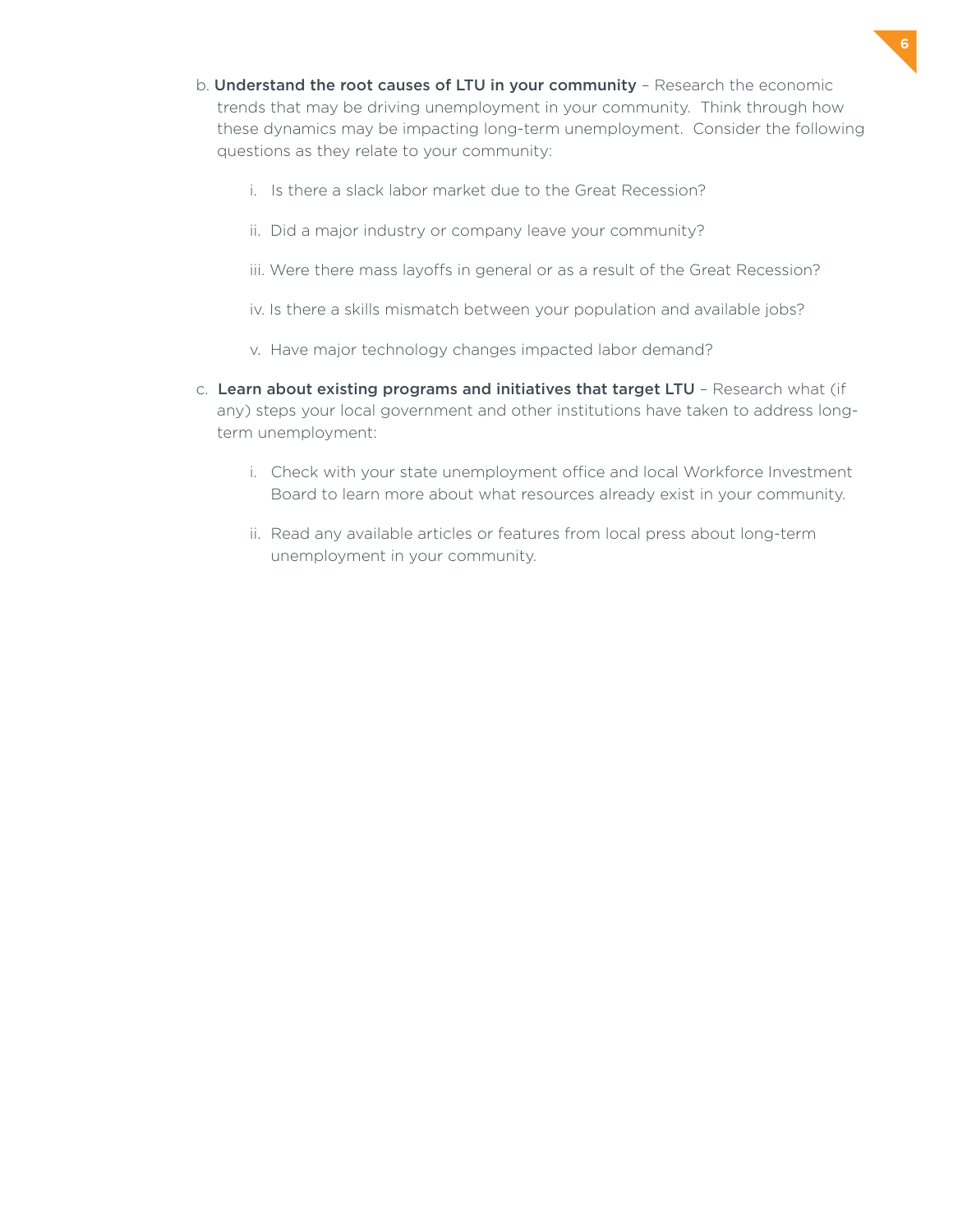b. **Understand the root causes of LTU in your community** – Research the economic trends that may be driving unemployment in your community. Think through how these dynamics may be impacting long-term unemployment. Consider the following questions as they relate to your community:

   i. Is there a slack labor market due to the Great Recession?

   ii. Did a major industry or company leave your community?

   iii. Were there mass layoffs in general or as a result of the Great Recession?

   iv. Is there a skills mismatch between your population and available jobs?

   v. Have major technology changes impacted labor demand?

c. **Learn about existing programs and initiatives that target LTU** – Research what (if any) steps your local government and other institutions have taken to address long-term unemployment:

   i. Check with your state unemployment office and local Workforce Investment Board to learn more about what resources already exist in your community.

   ii. Read any available articles or features from local press about long-term unemployment in your community.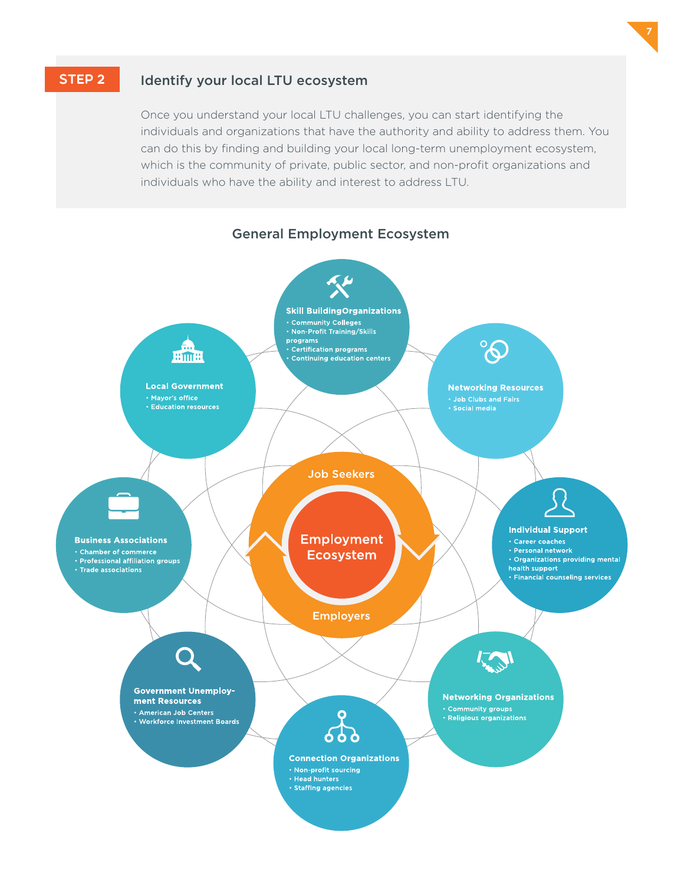**STEP 2**

## Identify your local LTU ecosystem

Once you understand your local LTU challenges, you can start identifying the individuals and organizations that have the authority and ability to address them. You can do this by finding and building your local long-term unemployment ecosystem, which is the community of private, public sector, and non-profit organizations and individuals who have the ability and interest to address LTU.

### General Employment Ecosystem

**Employment Ecosystem**

Job Seekers

Employers

**Skill BuildingOrganizations**
- Community Colleges
- Non-Profit Training/Skills programs
- Certification programs
- Continuing education centers

**Networking Resources**
- Job Clubs and Fairs
- Social media

**Individual Support**
- Career coaches
- Personal network
- Organizations providing mental health support
- Financial counseling services

**Networking Organizations**
- Community groups
- Religious organizations

**Connection Organizations**
- Non-profit sourcing
- Head hunters
- Staffing agencies

**Government Unemployment Resources**
- American Job Centers
- Workforce Investment Boards

**Business Associations**
- Chamber of commerce
- Professional affiliation groups
- Trade associations

**Local Government**
- Mayor's office
- Education resources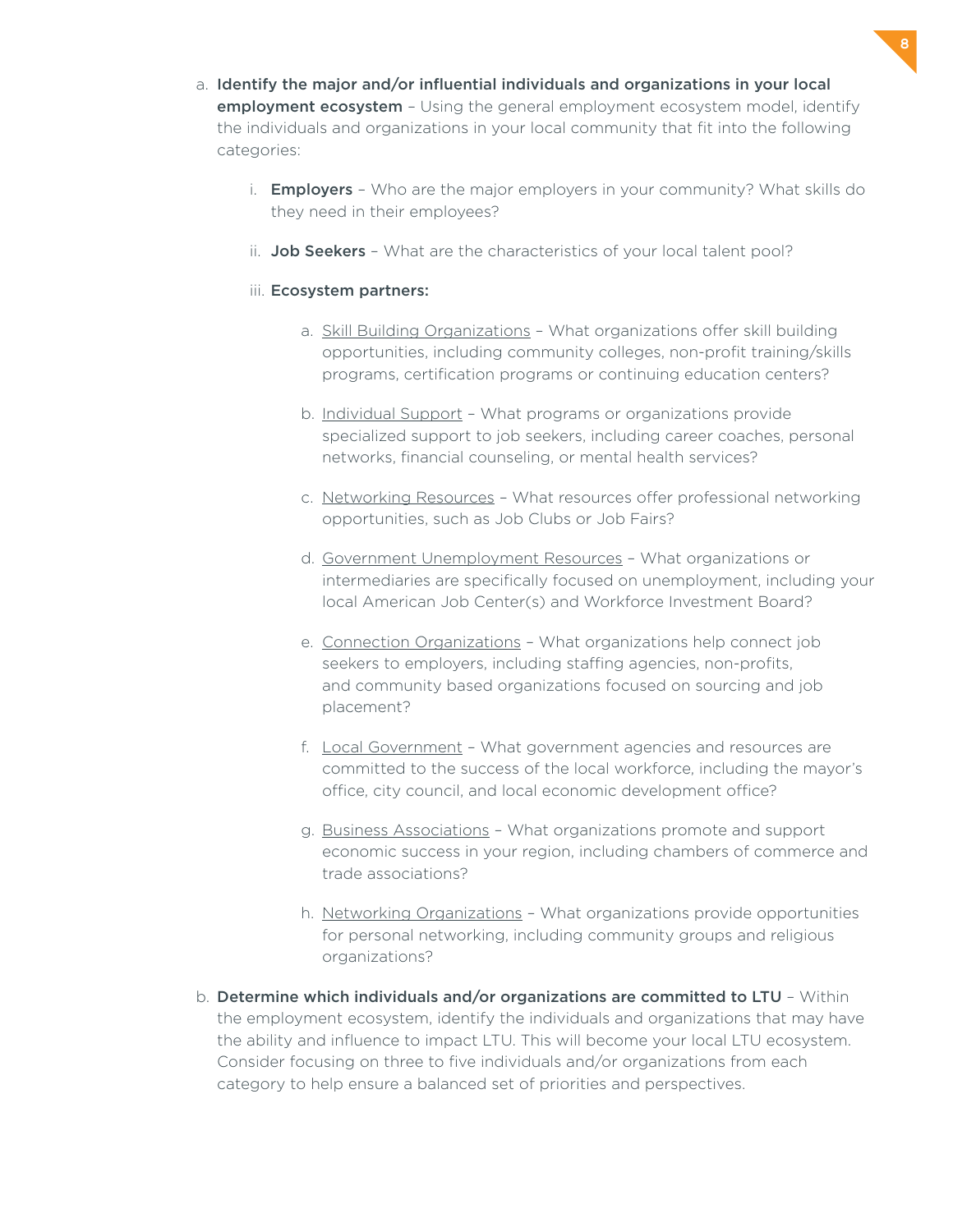a. **Identify the major and/or influential individuals and organizations in your local employment ecosystem** – Using the general employment ecosystem model, identify the individuals and organizations in your local community that fit into the following categories:

   i. **Employers** – Who are the major employers in your community? What skills do they need in their employees?

   ii. **Job Seekers** – What are the characteristics of your local talent pool?

   iii. **Ecosystem partners:**

      a. Skill Building Organizations – What organizations offer skill building opportunities, including community colleges, non-profit training/skills programs, certification programs or continuing education centers?

      b. Individual Support – What programs or organizations provide specialized support to job seekers, including career coaches, personal networks, financial counseling, or mental health services?

      c. Networking Resources – What resources offer professional networking opportunities, such as Job Clubs or Job Fairs?

      d. Government Unemployment Resources – What organizations or intermediaries are specifically focused on unemployment, including your local American Job Center(s) and Workforce Investment Board?

      e. Connection Organizations – What organizations help connect job seekers to employers, including staffing agencies, non-profits, and community based organizations focused on sourcing and job placement?

      f. Local Government – What government agencies and resources are committed to the success of the local workforce, including the mayor's office, city council, and local economic development office?

      g. Business Associations – What organizations promote and support economic success in your region, including chambers of commerce and trade associations?

      h. Networking Organizations – What organizations provide opportunities for personal networking, including community groups and religious organizations?

b. **Determine which individuals and/or organizations are committed to LTU** – Within the employment ecosystem, identify the individuals and organizations that may have the ability and influence to impact LTU. This will become your local LTU ecosystem. Consider focusing on three to five individuals and/or organizations from each category to help ensure a balanced set of priorities and perspectives.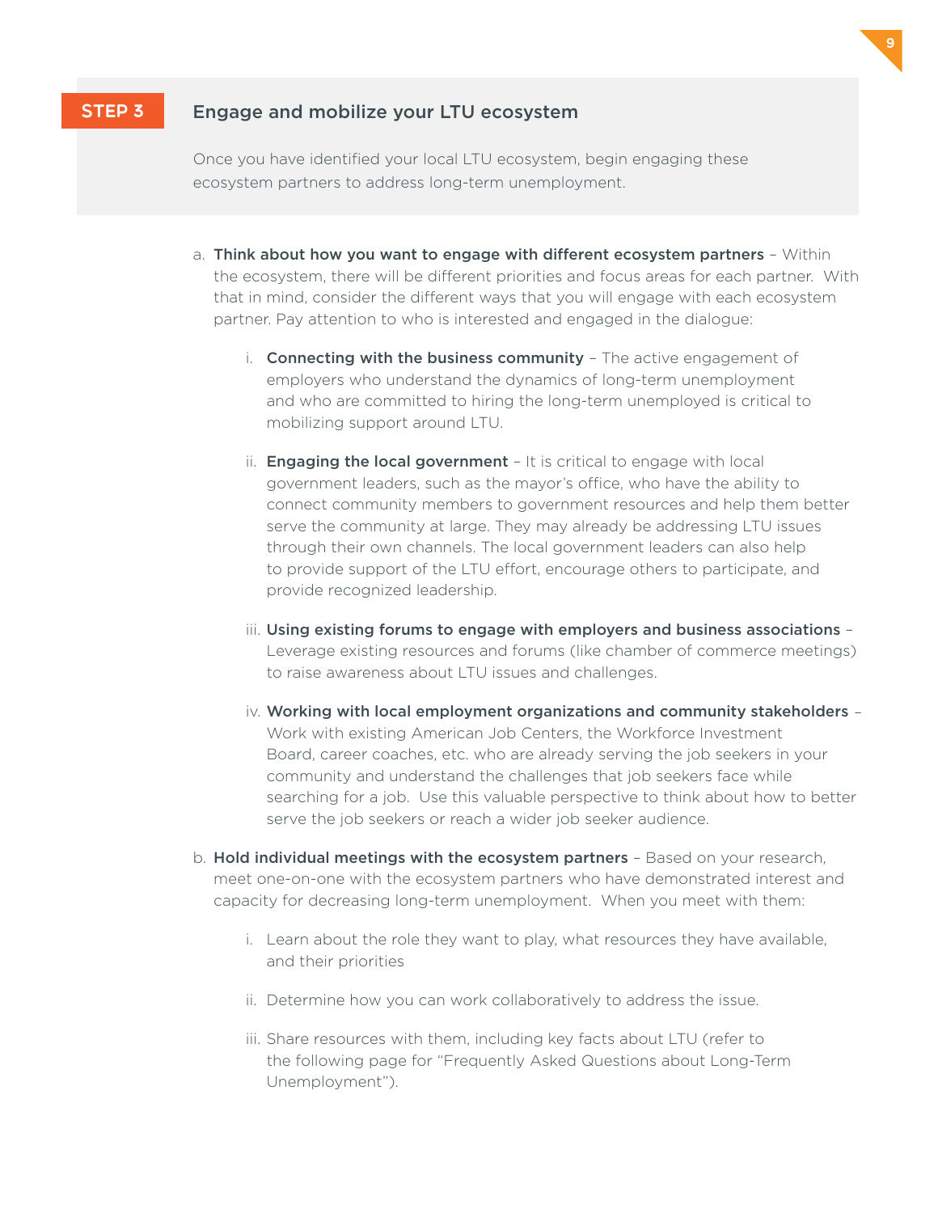## STEP 3 Engage and mobilize your LTU ecosystem

Once you have identified your local LTU ecosystem, begin engaging these ecosystem partners to address long-term unemployment.

a. **Think about how you want to engage with different ecosystem partners** – Within the ecosystem, there will be different priorities and focus areas for each partner. With that in mind, consider the different ways that you will engage with each ecosystem partner. Pay attention to who is interested and engaged in the dialogue:

    i. **Connecting with the business community** – The active engagement of employers who understand the dynamics of long-term unemployment and who are committed to hiring the long-term unemployed is critical to mobilizing support around LTU.

    ii. **Engaging the local government** – It is critical to engage with local government leaders, such as the mayor's office, who have the ability to connect community members to government resources and help them better serve the community at large. They may already be addressing LTU issues through their own channels. The local government leaders can also help to provide support of the LTU effort, encourage others to participate, and provide recognized leadership.

    iii. **Using existing forums to engage with employers and business associations** – Leverage existing resources and forums (like chamber of commerce meetings) to raise awareness about LTU issues and challenges.

    iv. **Working with local employment organizations and community stakeholders** – Work with existing American Job Centers, the Workforce Investment Board, career coaches, etc. who are already serving the job seekers in your community and understand the challenges that job seekers face while searching for a job. Use this valuable perspective to think about how to better serve the job seekers or reach a wider job seeker audience.

b. **Hold individual meetings with the ecosystem partners** – Based on your research, meet one-on-one with the ecosystem partners who have demonstrated interest and capacity for decreasing long-term unemployment. When you meet with them:

    i. Learn about the role they want to play, what resources they have available, and their priorities

    ii. Determine how you can work collaboratively to address the issue.

    iii. Share resources with them, including key facts about LTU (refer to the following page for "Frequently Asked Questions about Long-Term Unemployment").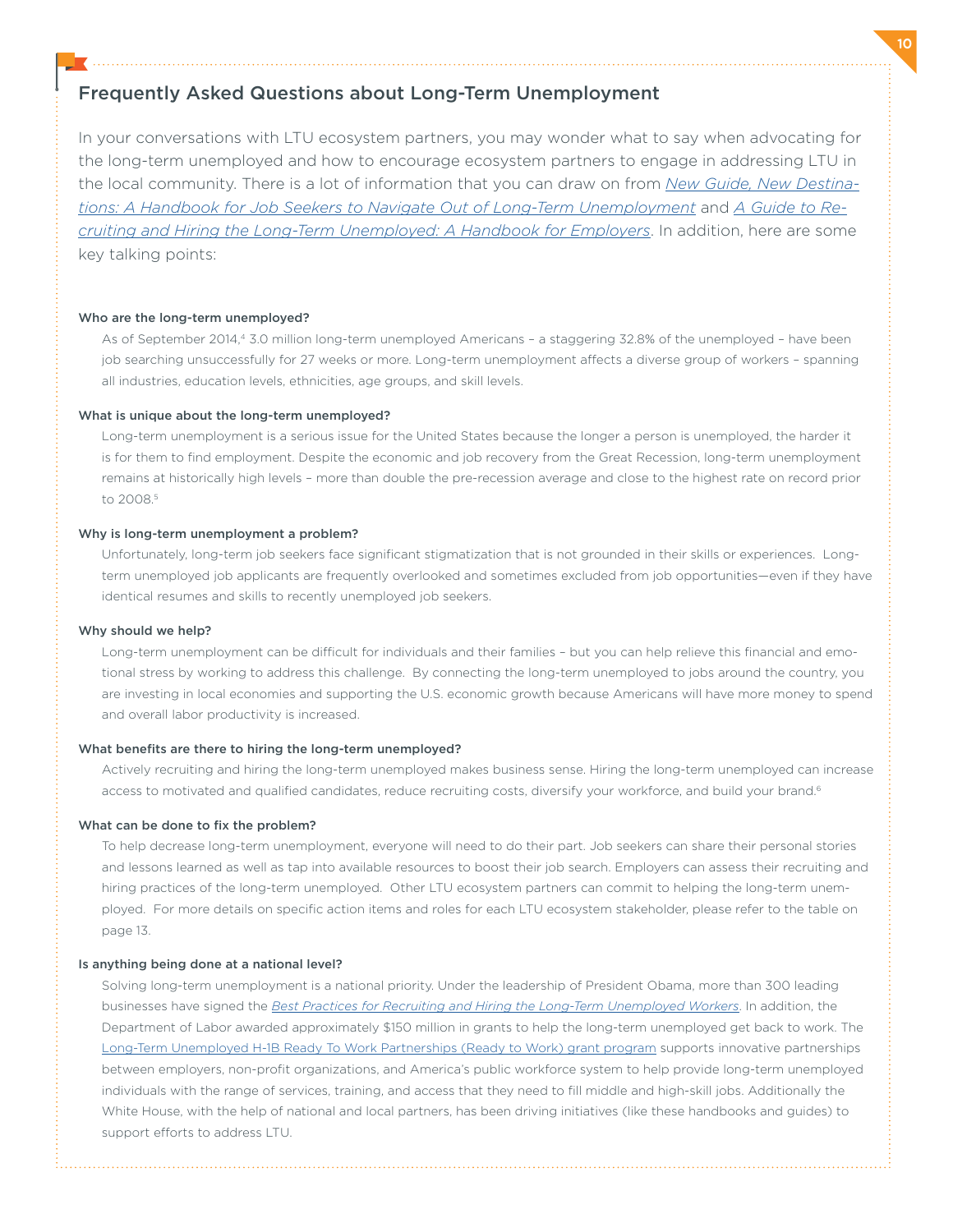## Frequently Asked Questions about Long-Term Unemployment

In your conversations with LTU ecosystem partners, you may wonder what to say when advocating for the long-term unemployed and how to encourage ecosystem partners to engage in addressing LTU in the local community. There is a lot of information that you can draw on from *New Guide, New Destinations: A Handbook for Job Seekers to Navigate Out of Long-Term Unemployment* and *A Guide to Recruiting and Hiring the Long-Term Unemployed: A Handbook for Employers*. In addition, here are some key talking points:

**Who are the long-term unemployed?**

As of September 2014,[4] 3.0 million long-term unemployed Americans – a staggering 32.8% of the unemployed – have been job searching unsuccessfully for 27 weeks or more. Long-term unemployment affects a diverse group of workers – spanning all industries, education levels, ethnicities, age groups, and skill levels.

**What is unique about the long-term unemployed?**

Long-term unemployment is a serious issue for the United States because the longer a person is unemployed, the harder it is for them to find employment. Despite the economic and job recovery from the Great Recession, long-term unemployment remains at historically high levels – more than double the pre-recession average and close to the highest rate on record prior to 2008.[5]

**Why is long-term unemployment a problem?**

Unfortunately, long-term job seekers face significant stigmatization that is not grounded in their skills or experiences. Long-term unemployed job applicants are frequently overlooked and sometimes excluded from job opportunities—even if they have identical resumes and skills to recently unemployed job seekers.

**Why should we help?**

Long-term unemployment can be difficult for individuals and their families – but you can help relieve this financial and emotional stress by working to address this challenge. By connecting the long-term unemployed to jobs around the country, you are investing in local economies and supporting the U.S. economic growth because Americans will have more money to spend and overall labor productivity is increased.

**What benefits are there to hiring the long-term unemployed?**

Actively recruiting and hiring the long-term unemployed makes business sense. Hiring the long-term unemployed can increase access to motivated and qualified candidates, reduce recruiting costs, diversify your workforce, and build your brand.[6]

**What can be done to fix the problem?**

To help decrease long-term unemployment, everyone will need to do their part. Job seekers can share their personal stories and lessons learned as well as tap into available resources to boost their job search. Employers can assess their recruiting and hiring practices of the long-term unemployed. Other LTU ecosystem partners can commit to helping the long-term unemployed. For more details on specific action items and roles for each LTU ecosystem stakeholder, please refer to the table on page 13.

**Is anything being done at a national level?**

Solving long-term unemployment is a national priority. Under the leadership of President Obama, more than 300 leading businesses have signed the *Best Practices for Recruiting and Hiring the Long-Term Unemployed Workers*. In addition, the Department of Labor awarded approximately $150 million in grants to help the long-term unemployed get back to work. The Long-Term Unemployed H-1B Ready To Work Partnerships (Ready to Work) grant program supports innovative partnerships between employers, non-profit organizations, and America's public workforce system to help provide long-term unemployed individuals with the range of services, training, and access that they need to fill middle and high-skill jobs. Additionally the White House, with the help of national and local partners, has been driving initiatives (like these handbooks and guides) to support efforts to address LTU.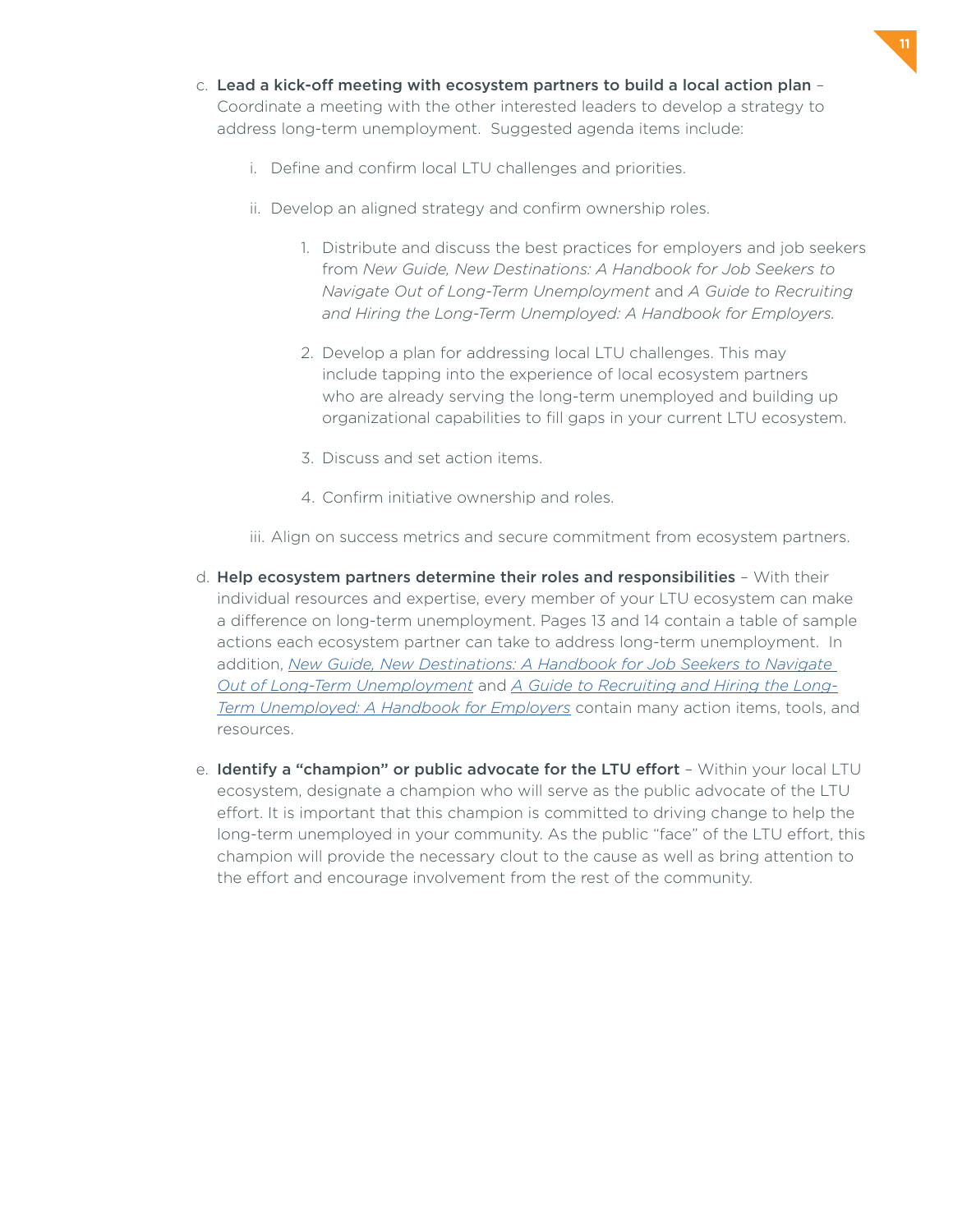c. **Lead a kick-off meeting with ecosystem partners to build a local action plan** – Coordinate a meeting with the other interested leaders to develop a strategy to address long-term unemployment. Suggested agenda items include:

    i. Define and confirm local LTU challenges and priorities.

    ii. Develop an aligned strategy and confirm ownership roles.

      1. Distribute and discuss the best practices for employers and job seekers from *New Guide, New Destinations: A Handbook for Job Seekers to Navigate Out of Long-Term Unemployment* and *A Guide to Recruiting and Hiring the Long-Term Unemployed: A Handbook for Employers.*

      2. Develop a plan for addressing local LTU challenges. This may include tapping into the experience of local ecosystem partners who are already serving the long-term unemployed and building up organizational capabilities to fill gaps in your current LTU ecosystem.

      3. Discuss and set action items.

      4. Confirm initiative ownership and roles.

    iii. Align on success metrics and secure commitment from ecosystem partners.

d. **Help ecosystem partners determine their roles and responsibilities** – With their individual resources and expertise, every member of your LTU ecosystem can make a difference on long-term unemployment. Pages 13 and 14 contain a table of sample actions each ecosystem partner can take to address long-term unemployment. In addition, *New Guide, New Destinations: A Handbook for Job Seekers to Navigate Out of Long-Term Unemployment* and *A Guide to Recruiting and Hiring the Long-Term Unemployed: A Handbook for Employers* contain many action items, tools, and resources.

e. **Identify a "champion" or public advocate for the LTU effort** – Within your local LTU ecosystem, designate a champion who will serve as the public advocate of the LTU effort. It is important that this champion is committed to driving change to help the long-term unemployed in your community. As the public "face" of the LTU effort, this champion will provide the necessary clout to the cause as well as bring attention to the effort and encourage involvement from the rest of the community.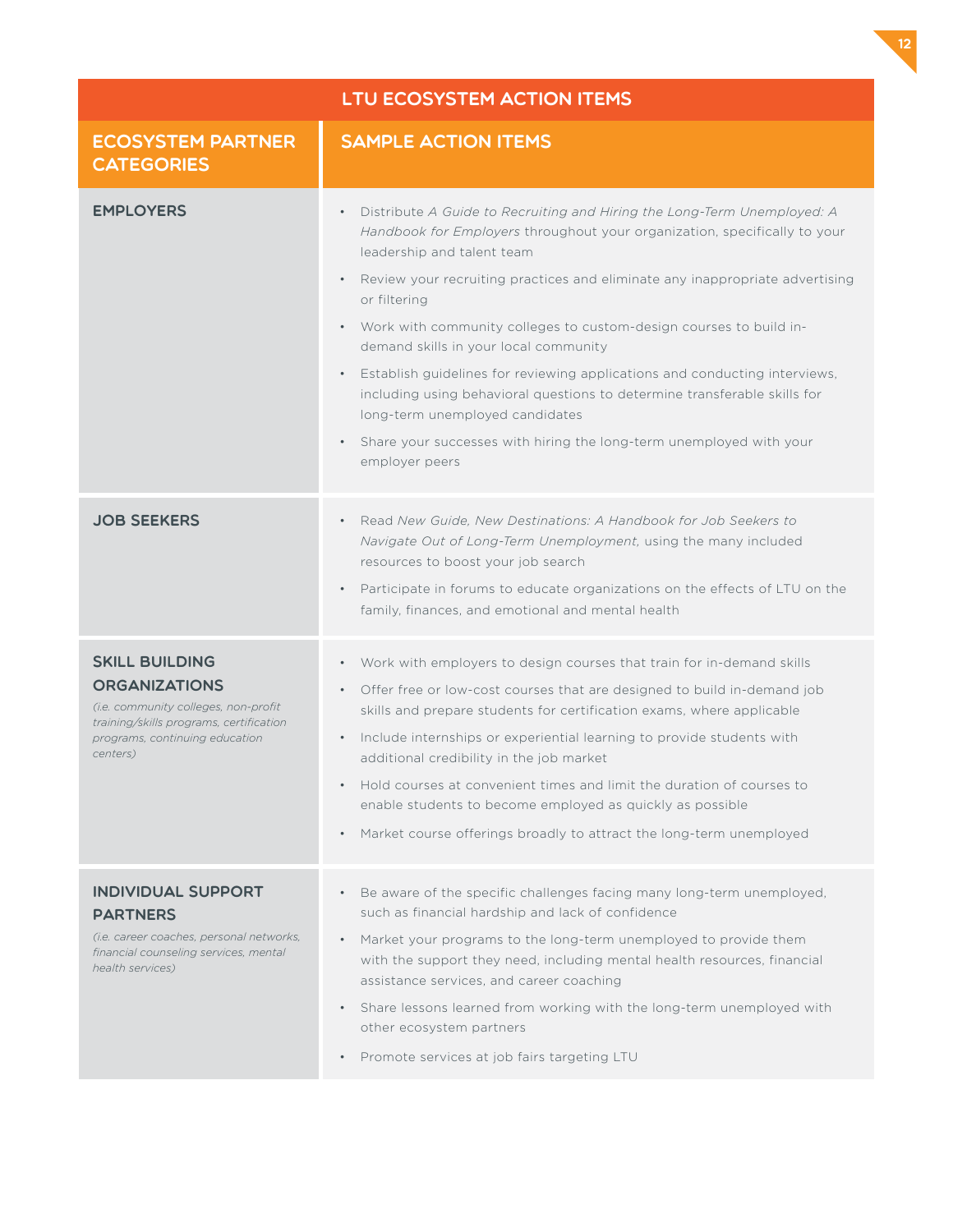## LTU ECOSYSTEM ACTION ITEMS

| ECOSYSTEM PARTNER CATEGORIES | SAMPLE ACTION ITEMS |
|---|---|
| **EMPLOYERS** | • Distribute *A Guide to Recruiting and Hiring the Long-Term Unemployed: A Handbook for Employers* throughout your organization, specifically to your leadership and talent team<br>• Review your recruiting practices and eliminate any inappropriate advertising or filtering<br>• Work with community colleges to custom-design courses to build in-demand skills in your local community<br>• Establish guidelines for reviewing applications and conducting interviews, including using behavioral questions to determine transferable skills for long-term unemployed candidates<br>• Share your successes with hiring the long-term unemployed with your employer peers |
| **JOB SEEKERS** | • Read *New Guide, New Destinations: A Handbook for Job Seekers to Navigate Out of Long-Term Unemployment,* using the many included resources to boost your job search<br>• Participate in forums to educate organizations on the effects of LTU on the family, finances, and emotional and mental health |
| **SKILL BUILDING ORGANIZATIONS**<br>*(i.e. community colleges, non-profit training/skills programs, certification programs, continuing education centers)* | • Work with employers to design courses that train for in-demand skills<br>• Offer free or low-cost courses that are designed to build in-demand job skills and prepare students for certification exams, where applicable<br>• Include internships or experiential learning to provide students with additional credibility in the job market<br>• Hold courses at convenient times and limit the duration of courses to enable students to become employed as quickly as possible<br>• Market course offerings broadly to attract the long-term unemployed |
| **INDIVIDUAL SUPPORT PARTNERS**<br>*(i.e. career coaches, personal networks, financial counseling services, mental health services)* | • Be aware of the specific challenges facing many long-term unemployed, such as financial hardship and lack of confidence<br>• Market your programs to the long-term unemployed to provide them with the support they need, including mental health resources, financial assistance services, and career coaching<br>• Share lessons learned from working with the long-term unemployed with other ecosystem partners<br>• Promote services at job fairs targeting LTU |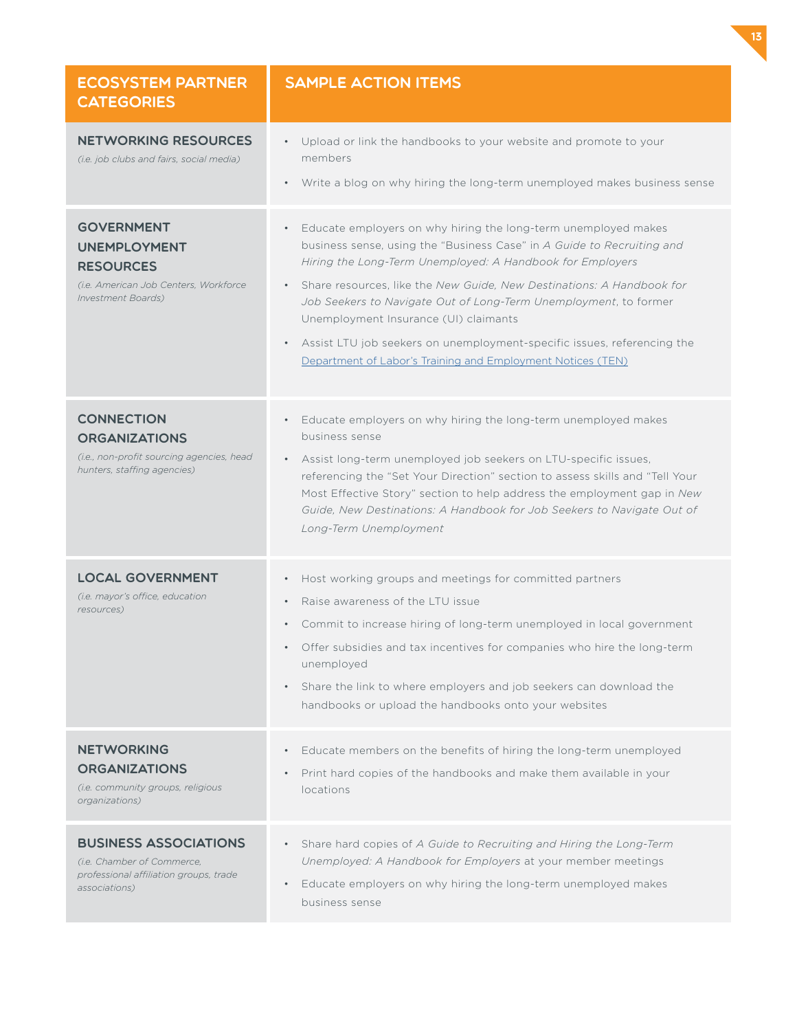| ECOSYSTEM PARTNER CATEGORIES | SAMPLE ACTION ITEMS |
|---|---|
| **NETWORKING RESOURCES**<br>*(i.e. job clubs and fairs, social media)* | • Upload or link the handbooks to your website and promote to your members<br>• Write a blog on why hiring the long-term unemployed makes business sense |
| **GOVERNMENT UNEMPLOYMENT RESOURCES**<br>*(i.e. American Job Centers, Workforce Investment Boards)* | • Educate employers on why hiring the long-term unemployed makes business sense, using the "Business Case" in *A Guide to Recruiting and Hiring the Long-Term Unemployed: A Handbook for Employers*<br>• Share resources, like the *New Guide, New Destinations: A Handbook for Job Seekers to Navigate Out of Long-Term Unemployment*, to former Unemployment Insurance (UI) claimants<br>• Assist LTU job seekers on unemployment-specific issues, referencing the Department of Labor's Training and Employment Notices (TEN) |
| **CONNECTION ORGANIZATIONS**<br>*(i.e., non-profit sourcing agencies, head hunters, staffing agencies)* | • Educate employers on why hiring the long-term unemployed makes business sense<br>• Assist long-term unemployed job seekers on LTU-specific issues, referencing the "Set Your Direction" section to assess skills and "Tell Your Most Effective Story" section to help address the employment gap in *New Guide, New Destinations: A Handbook for Job Seekers to Navigate Out of Long-Term Unemployment* |
| **LOCAL GOVERNMENT**<br>*(i.e. mayor's office, education resources)* | • Host working groups and meetings for committed partners<br>• Raise awareness of the LTU issue<br>• Commit to increase hiring of long-term unemployed in local government<br>• Offer subsidies and tax incentives for companies who hire the long-term unemployed<br>• Share the link to where employers and job seekers can download the handbooks or upload the handbooks onto your websites |
| **NETWORKING ORGANIZATIONS**<br>*(i.e. community groups, religious organizations)* | • Educate members on the benefits of hiring the long-term unemployed<br>• Print hard copies of the handbooks and make them available in your locations |
| **BUSINESS ASSOCIATIONS**<br>*(i.e. Chamber of Commerce, professional affiliation groups, trade associations)* | • Share hard copies of *A Guide to Recruiting and Hiring the Long-Term Unemployed: A Handbook for Employers* at your member meetings<br>• Educate employers on why hiring the long-term unemployed makes business sense |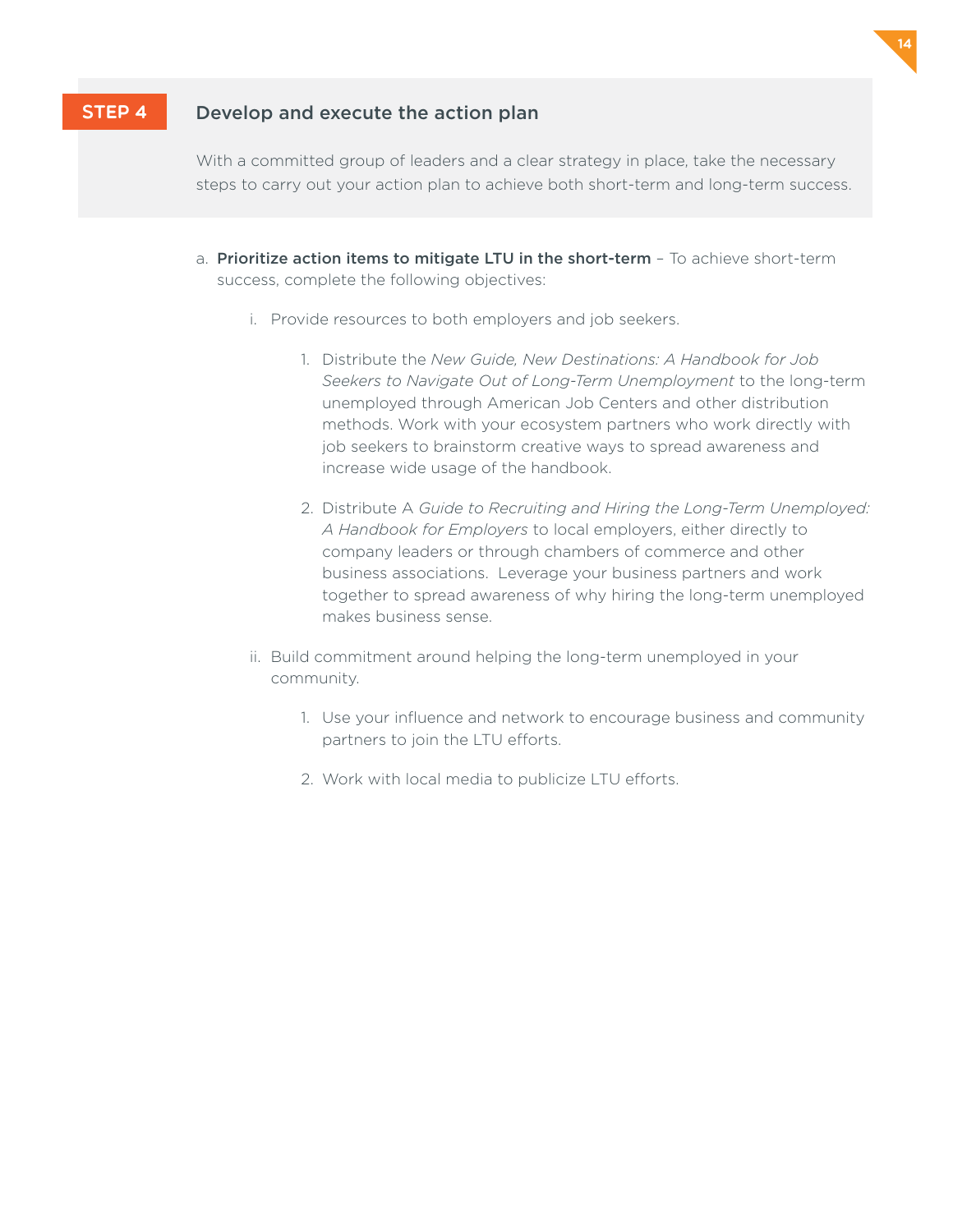## STEP 4 Develop and execute the action plan

With a committed group of leaders and a clear strategy in place, take the necessary steps to carry out your action plan to achieve both short-term and long-term success.

a. **Prioritize action items to mitigate LTU in the short-term** – To achieve short-term success, complete the following objectives:

   i. Provide resources to both employers and job seekers.

      1. Distribute the *New Guide, New Destinations: A Handbook for Job Seekers to Navigate Out of Long-Term Unemployment* to the long-term unemployed through American Job Centers and other distribution methods. Work with your ecosystem partners who work directly with job seekers to brainstorm creative ways to spread awareness and increase wide usage of the handbook.

      2. Distribute A *Guide to Recruiting and Hiring the Long-Term Unemployed: A Handbook for Employers* to local employers, either directly to company leaders or through chambers of commerce and other business associations. Leverage your business partners and work together to spread awareness of why hiring the long-term unemployed makes business sense.

   ii. Build commitment around helping the long-term unemployed in your community.

      1. Use your influence and network to encourage business and community partners to join the LTU efforts.

      2. Work with local media to publicize LTU efforts.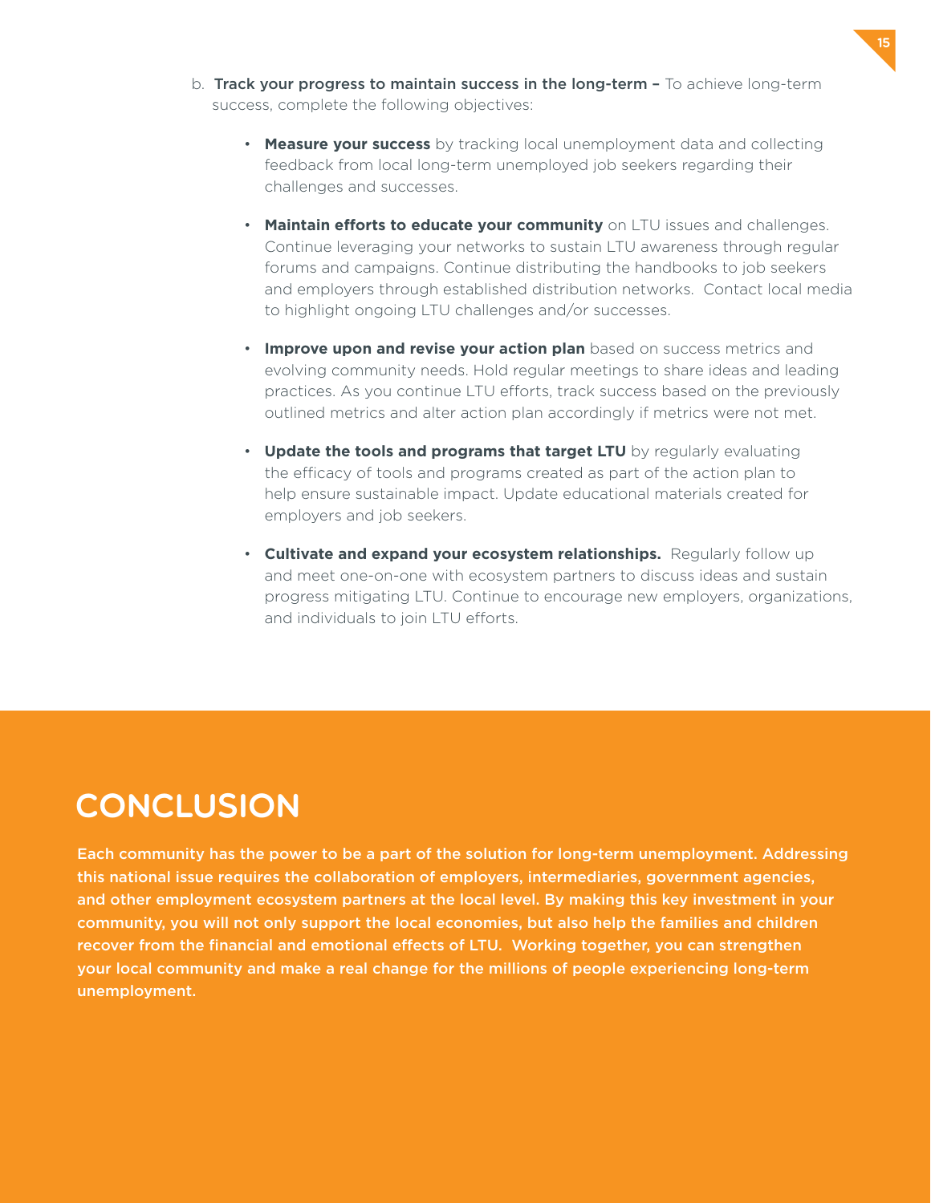b. **Track your progress to maintain success in the long-term –** To achieve long-term success, complete the following objectives:

- **Measure your success** by tracking local unemployment data and collecting feedback from local long-term unemployed job seekers regarding their challenges and successes.
- **Maintain efforts to educate your community** on LTU issues and challenges. Continue leveraging your networks to sustain LTU awareness through regular forums and campaigns. Continue distributing the handbooks to job seekers and employers through established distribution networks. Contact local media to highlight ongoing LTU challenges and/or successes.
- **Improve upon and revise your action plan** based on success metrics and evolving community needs. Hold regular meetings to share ideas and leading practices. As you continue LTU efforts, track success based on the previously outlined metrics and alter action plan accordingly if metrics were not met.
- **Update the tools and programs that target LTU** by regularly evaluating the efficacy of tools and programs created as part of the action plan to help ensure sustainable impact. Update educational materials created for employers and job seekers.
- **Cultivate and expand your ecosystem relationships.** Regularly follow up and meet one-on-one with ecosystem partners to discuss ideas and sustain progress mitigating LTU. Continue to encourage new employers, organizations, and individuals to join LTU efforts.

# CONCLUSION

**Each community has the power to be a part of the solution for long-term unemployment. Addressing this national issue requires the collaboration of employers, intermediaries, government agencies, and other employment ecosystem partners at the local level. By making this key investment in your community, you will not only support the local economies, but also help the families and children recover from the financial and emotional effects of LTU. Working together, you can strengthen your local community and make a real change for the millions of people experiencing long-term unemployment.**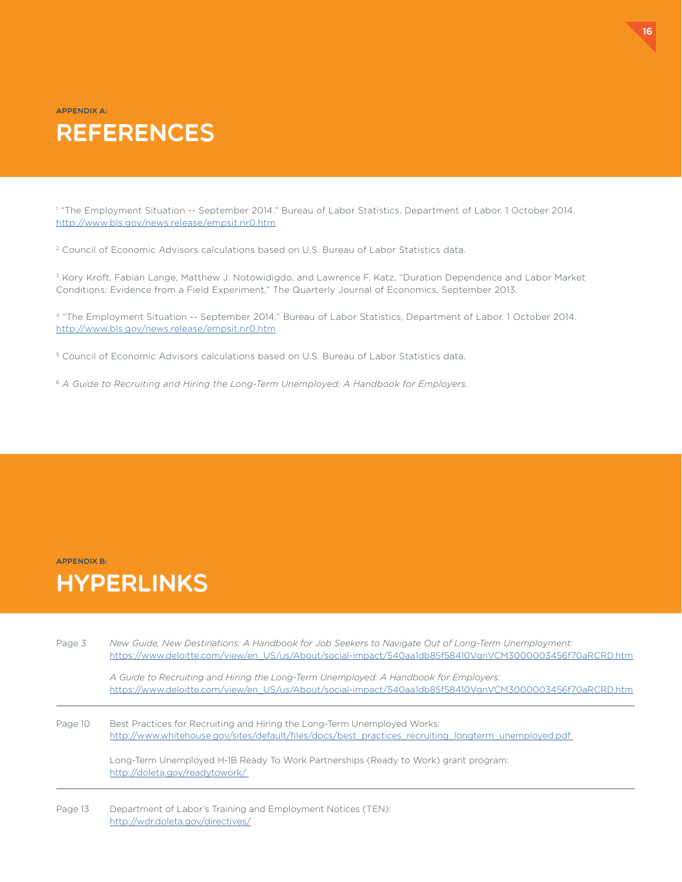APPENDIX A:

# REFERENCES

[1] "The Employment Situation -- September 2014." Bureau of Labor Statistics, Department of Labor. 1 October 2014. http://www.bls.gov/news.release/empsit.nr0.htm

[2] Council of Economic Advisors calculations based on U.S. Bureau of Labor Statistics data.

[3] Kory Kroft, Fabian Lange, Matthew J. Notowidigdo, and Lawrence F. Katz, "Duration Dependence and Labor Market Conditions: Evidence from a Field Experiment," The Quarterly Journal of Economics, September 2013.

[4] "The Employment Situation -- September 2014." Bureau of Labor Statistics, Department of Labor. 1 October 2014. http://www.bls.gov/news.release/empsit.nr0.htm

[5] Council of Economic Advisors calculations based on U.S. Bureau of Labor Statistics data.

[6] *A Guide to Recruiting and Hiring the Long-Term Unemployed: A Handbook for Employers.*

APPENDIX B:

# HYPERLINKS

Page 3

*New Guide, New Destinations: A Handbook for Job Seekers to Navigate Out of Long-Term Unemployment:*
https://www.deloitte.com/view/en_US/us/About/social-impact/540aa1db85f58410VgnVCM3000003456f70aRCRD.htm

*A Guide to Recruiting and Hiring the Long-Term Unemployed: A Handbook for Employers:*
https://www.deloitte.com/view/en_US/us/About/social-impact/540aa1db85f58410VgnVCM3000003456f70aRCRD.htm

---

Page 10

Best Practices for Recruiting and Hiring the Long-Term Unemployed Works:
http://www.whitehouse.gov/sites/default/files/docs/best_practices_recruiting_longterm_unemployed.pdf

Long-Term Unemployed H-1B Ready To Work Partnerships (Ready to Work) grant program:
http://doleta.gov/readytowork/

---

Page 13

Department of Labor's Training and Employment Notices (TEN):
http://wdr.doleta.gov/directives/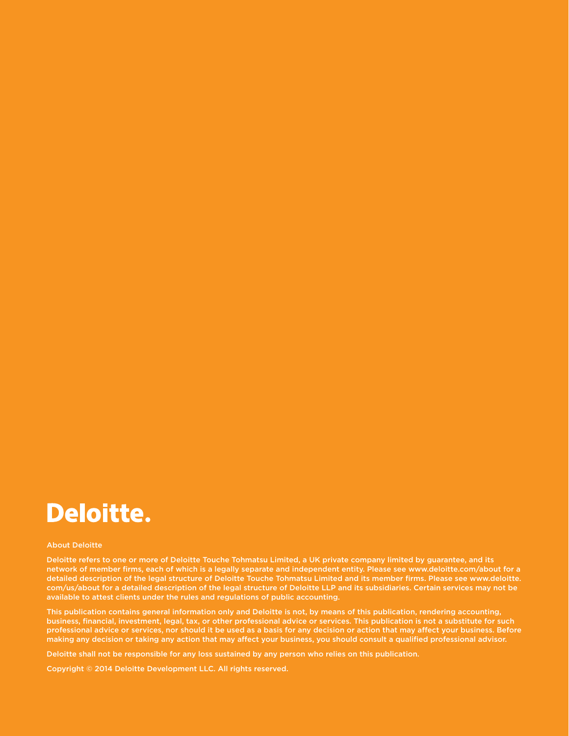# Deloitte.

**About Deloitte**

Deloitte refers to one or more of Deloitte Touche Tohmatsu Limited, a UK private company limited by guarantee, and its network of member firms, each of which is a legally separate and independent entity. Please see www.deloitte.com/about for a detailed description of the legal structure of Deloitte Touche Tohmatsu Limited and its member firms. Please see www.deloitte.com/us/about for a detailed description of the legal structure of Deloitte LLP and its subsidiaries. Certain services may not be available to attest clients under the rules and regulations of public accounting.

This publication contains general information only and Deloitte is not, by means of this publication, rendering accounting, business, financial, investment, legal, tax, or other professional advice or services. This publication is not a substitute for such professional advice or services, nor should it be used as a basis for any decision or action that may affect your business. Before making any decision or taking any action that may affect your business, you should consult a qualified professional advisor.

Deloitte shall not be responsible for any loss sustained by any person who relies on this publication.

Copyright © 2014 Deloitte Development LLC. All rights reserved.